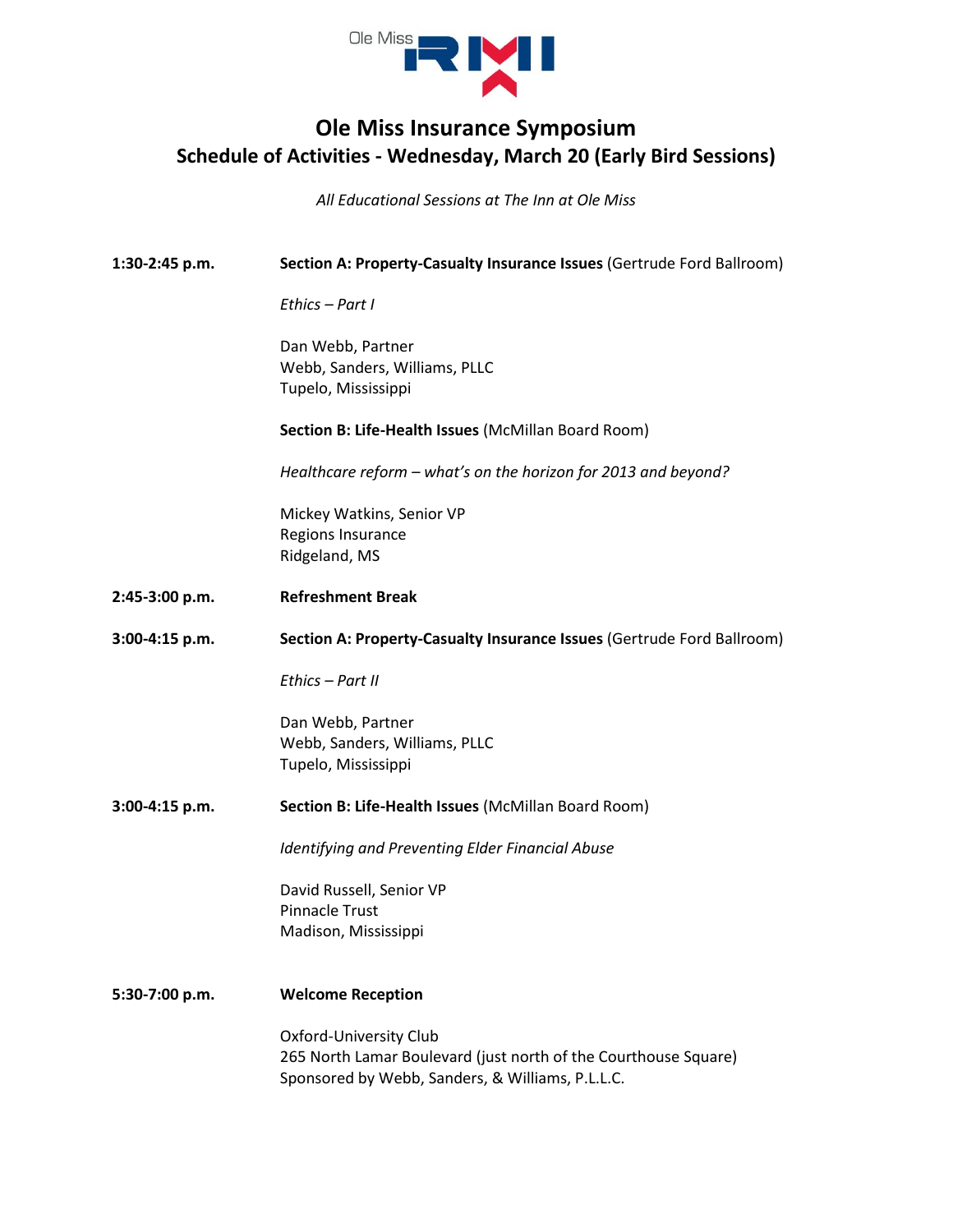Ole Miss RMI

# Ole Miss Insurance Symposium

## Schedule of Activities - Wednesday, March 20 (Early Bird Sessions)

*All Educational Sessions at The Inn at Ole Miss*

**1:30-2:45 p.m.**

**Section A: Property-Casualty Insurance Issues** (Gertrude Ford Ballroom)

*Ethics – Part I*

Dan Webb, Partner
Webb, Sanders, Williams, PLLC
Tupelo, Mississippi

**Section B: Life-Health Issues** (McMillan Board Room)

*Healthcare reform – what's on the horizon for 2013 and beyond?*

Mickey Watkins, Senior VP
Regions Insurance
Ridgeland, MS

**2:45-3:00 p.m.**

**Refreshment Break**

**3:00-4:15 p.m.**

**Section A: Property-Casualty Insurance Issues** (Gertrude Ford Ballroom)

*Ethics – Part II*

Dan Webb, Partner
Webb, Sanders, Williams, PLLC
Tupelo, Mississippi

**3:00-4:15 p.m.**

**Section B: Life-Health Issues** (McMillan Board Room)

*Identifying and Preventing Elder Financial Abuse*

David Russell, Senior VP
Pinnacle Trust
Madison, Mississippi

**5:30-7:00 p.m.**

**Welcome Reception**

Oxford-University Club
265 North Lamar Boulevard (just north of the Courthouse Square)
Sponsored by Webb, Sanders, & Williams, P.L.L.C.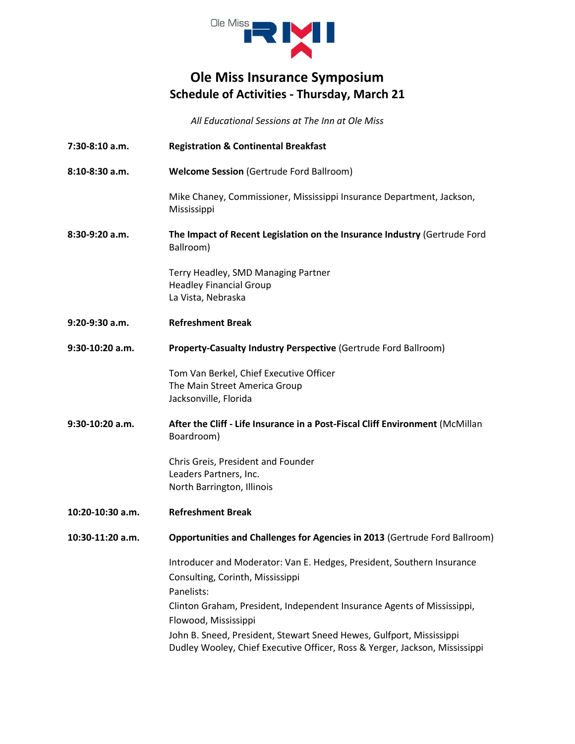Ole Miss RMI

# Ole Miss Insurance Symposium

## Schedule of Activities - Thursday, March 21

*All Educational Sessions at The Inn at Ole Miss*

**7:30-8:10 a.m.** **Registration & Continental Breakfast**

**8:10-8:30 a.m.** **Welcome Session** (Gertrude Ford Ballroom)

Mike Chaney, Commissioner, Mississippi Insurance Department, Jackson, Mississippi

**8:30-9:20 a.m.** **The Impact of Recent Legislation on the Insurance Industry** (Gertrude Ford Ballroom)

Terry Headley, SMD Managing Partner
Headley Financial Group
La Vista, Nebraska

**9:20-9:30 a.m.** **Refreshment Break**

**9:30-10:20 a.m.** **Property-Casualty Industry Perspective** (Gertrude Ford Ballroom)

Tom Van Berkel, Chief Executive Officer
The Main Street America Group
Jacksonville, Florida

**9:30-10:20 a.m.** **After the Cliff - Life Insurance in a Post-Fiscal Cliff Environment** (McMillan Boardroom)

Chris Greis, President and Founder
Leaders Partners, Inc.
North Barrington, Illinois

**10:20-10:30 a.m.** **Refreshment Break**

**10:30-11:20 a.m.** **Opportunities and Challenges for Agencies in 2013** (Gertrude Ford Ballroom)

Introducer and Moderator: Van E. Hedges, President, Southern Insurance Consulting, Corinth, Mississippi

Panelists:

Clinton Graham, President, Independent Insurance Agents of Mississippi, Flowood, Mississippi

John B. Sneed, President, Stewart Sneed Hewes, Gulfport, Mississippi

Dudley Wooley, Chief Executive Officer, Ross & Yerger, Jackson, Mississippi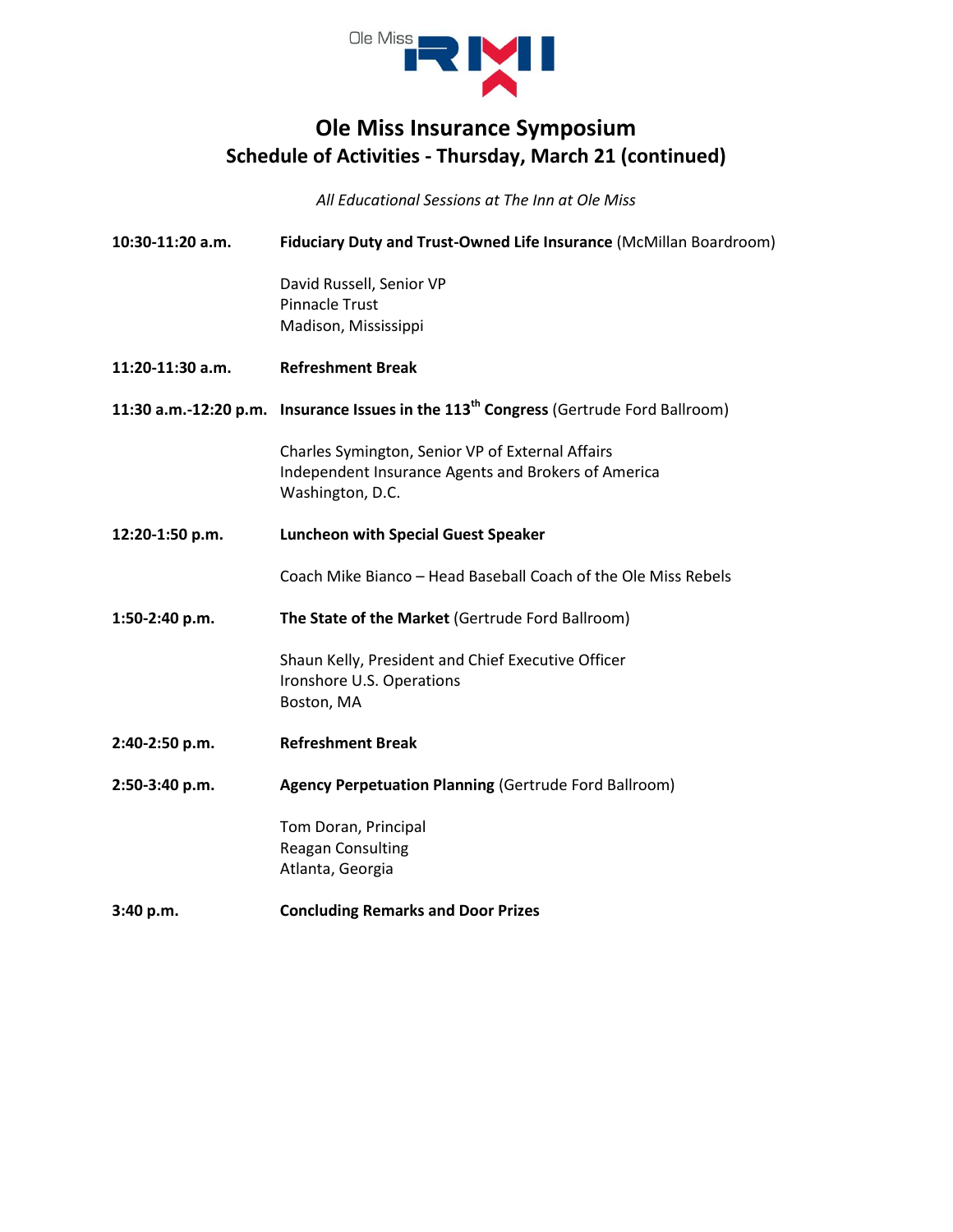# Ole Miss Insurance Symposium

## Schedule of Activities - Thursday, March 21 (continued)

*All Educational Sessions at The Inn at Ole Miss*

**10:30-11:20 a.m.** **Fiduciary Duty and Trust-Owned Life Insurance** (McMillan Boardroom)

David Russell, Senior VP
Pinnacle Trust
Madison, Mississippi

**11:20-11:30 a.m.** **Refreshment Break**

**11:30 a.m.-12:20 p.m.** **Insurance Issues in the 113th Congress** (Gertrude Ford Ballroom)

Charles Symington, Senior VP of External Affairs
Independent Insurance Agents and Brokers of America
Washington, D.C.

**12:20-1:50 p.m.** **Luncheon with Special Guest Speaker**

Coach Mike Bianco – Head Baseball Coach of the Ole Miss Rebels

**1:50-2:40 p.m.** **The State of the Market** (Gertrude Ford Ballroom)

Shaun Kelly, President and Chief Executive Officer
Ironshore U.S. Operations
Boston, MA

**2:40-2:50 p.m.** **Refreshment Break**

**2:50-3:40 p.m.** **Agency Perpetuation Planning** (Gertrude Ford Ballroom)

Tom Doran, Principal
Reagan Consulting
Atlanta, Georgia

**3:40 p.m.** **Concluding Remarks and Door Prizes**